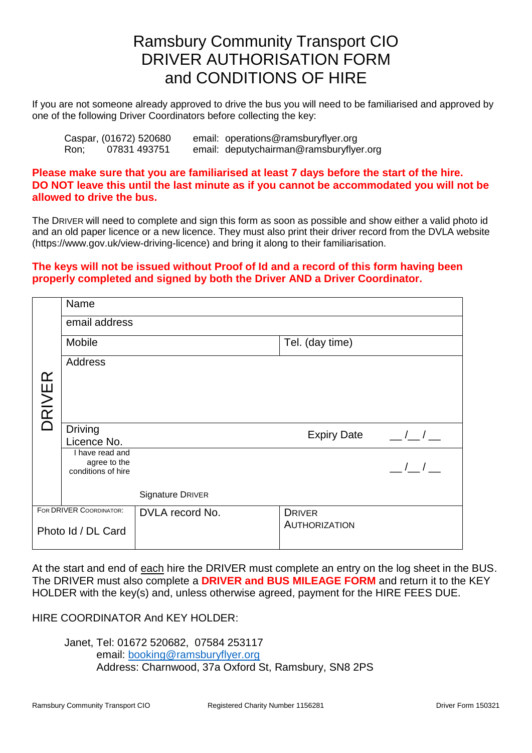# Ramsbury Community Transport CIO
# DRIVER AUTHORISATION FORM
# and CONDITIONS OF HIRE

If you are not someone already approved to drive the bus you will need to be familiarised and approved by one of the following Driver Coordinators before collecting the key:

| | | |
|---|---|---|
| Caspar, | (01672) 520680 | email: operations@ramsburyflyer.org |
| Ron; | 07831 493751 | email: deputychairman@ramsburyflyer.org |

**Please make sure that you are familiarised at least 7 days before the start of the hire. DO NOT leave this until the last minute as if you cannot be accommodated you will not be allowed to drive the bus.**

The DRIVER will need to complete and sign this form as soon as possible and show either a valid photo id and an old paper licence or a new licence. They must also print their driver record from the DVLA website (https://www.gov.uk/view-driving-licence) and bring it along to their familiarisation.

**The keys will not be issued without Proof of Id and a record of this form having been properly completed and signed by both the Driver AND a Driver Coordinator.**

| | | | |
|---|---|---|---|
| DRIVER | Name | | |
| | email address | | |
| | Mobile | Tel. (day time) | |
| | Address | | |
| | Driving Licence No. | Expiry Date | __/__/__ |
| | I have read and agree to the conditions of hire<br><br>Signature DRIVER | | __/__/__ |
| FOR DRIVER COORDINATOR:<br>Photo Id / DL Card | DVLA record No. | DRIVER AUTHORIZATION | |

At the start and end of each hire the DRIVER must complete an entry on the log sheet in the BUS. The DRIVER must also complete a **DRIVER and BUS MILEAGE FORM** and return it to the KEY HOLDER with the key(s) and, unless otherwise agreed, payment for the HIRE FEES DUE.

HIRE COORDINATOR And KEY HOLDER:

Janet, Tel: 01672 520682, 07584 253117
email: booking@ramsburyflyer.org
Address: Charnwood, 37a Oxford St, Ramsbury, SN8 2PS

Ramsbury Community Transport CIO — Registered Charity Number 1156281 — Driver Form 150321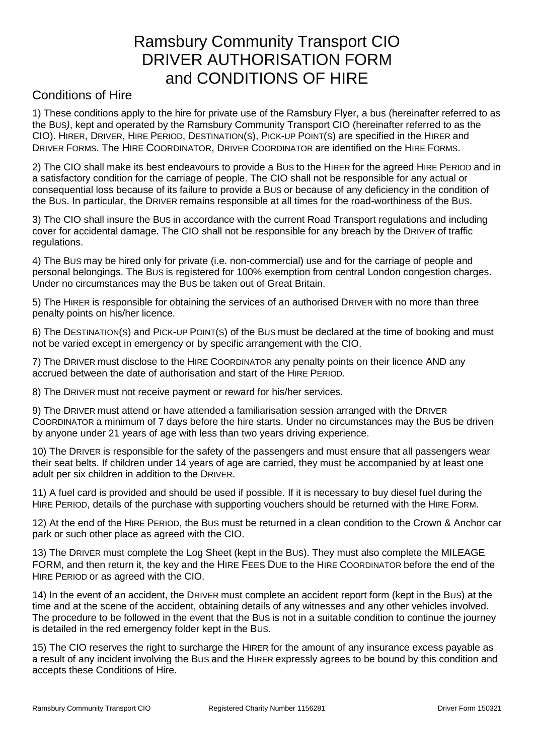# Ramsbury Community Transport CIO DRIVER AUTHORISATION FORM and CONDITIONS OF HIRE

## Conditions of Hire

1) These conditions apply to the hire for private use of the Ramsbury Flyer, a bus (hereinafter referred to as the BUS), kept and operated by the Ramsbury Community Transport CIO (hereinafter referred to as the CIO). HIRER, DRIVER, HIRE PERIOD, DESTINATION(S), PICK-UP POINT(S) are specified in the HIRER and DRIVER FORMS. The HIRE COORDINATOR, DRIVER COORDINATOR are identified on the HIRE FORMS.

2) The CIO shall make its best endeavours to provide a BUS to the HIRER for the agreed HIRE PERIOD and in a satisfactory condition for the carriage of people. The CIO shall not be responsible for any actual or consequential loss because of its failure to provide a BUS or because of any deficiency in the condition of the BUS. In particular, the DRIVER remains responsible at all times for the road-worthiness of the BUS.

3) The CIO shall insure the BUS in accordance with the current Road Transport regulations and including cover for accidental damage. The CIO shall not be responsible for any breach by the DRIVER of traffic regulations.

4) The BUS may be hired only for private (i.e. non-commercial) use and for the carriage of people and personal belongings. The BUS is registered for 100% exemption from central London congestion charges. Under no circumstances may the BUS be taken out of Great Britain.

5) The HIRER is responsible for obtaining the services of an authorised DRIVER with no more than three penalty points on his/her licence.

6) The DESTINATION(S) and PICK-UP POINT(S) of the BUS must be declared at the time of booking and must not be varied except in emergency or by specific arrangement with the CIO.

7) The DRIVER must disclose to the HIRE COORDINATOR any penalty points on their licence AND any accrued between the date of authorisation and start of the HIRE PERIOD.

8) The DRIVER must not receive payment or reward for his/her services.

9) The DRIVER must attend or have attended a familiarisation session arranged with the DRIVER COORDINATOR a minimum of 7 days before the hire starts. Under no circumstances may the BUS be driven by anyone under 21 years of age with less than two years driving experience.

10) The DRIVER is responsible for the safety of the passengers and must ensure that all passengers wear their seat belts. If children under 14 years of age are carried, they must be accompanied by at least one adult per six children in addition to the DRIVER.

11) A fuel card is provided and should be used if possible. If it is necessary to buy diesel fuel during the HIRE PERIOD, details of the purchase with supporting vouchers should be returned with the HIRE FORM.

12) At the end of the HIRE PERIOD, the BUS must be returned in a clean condition to the Crown & Anchor car park or such other place as agreed with the CIO.

13) The DRIVER must complete the Log Sheet (kept in the BUS). They must also complete the MILEAGE FORM, and then return it, the key and the HIRE FEES DUE to the HIRE COORDINATOR before the end of the HIRE PERIOD or as agreed with the CIO.

14) In the event of an accident, the DRIVER must complete an accident report form (kept in the BUS) at the time and at the scene of the accident, obtaining details of any witnesses and any other vehicles involved. The procedure to be followed in the event that the BUS is not in a suitable condition to continue the journey is detailed in the red emergency folder kept in the BUS.

15) The CIO reserves the right to surcharge the HIRER for the amount of any insurance excess payable as a result of any incident involving the BUS and the HIRER expressly agrees to be bound by this condition and accepts these Conditions of Hire.

Ramsbury Community Transport CIO Registered Charity Number 1156281 Driver Form 150321